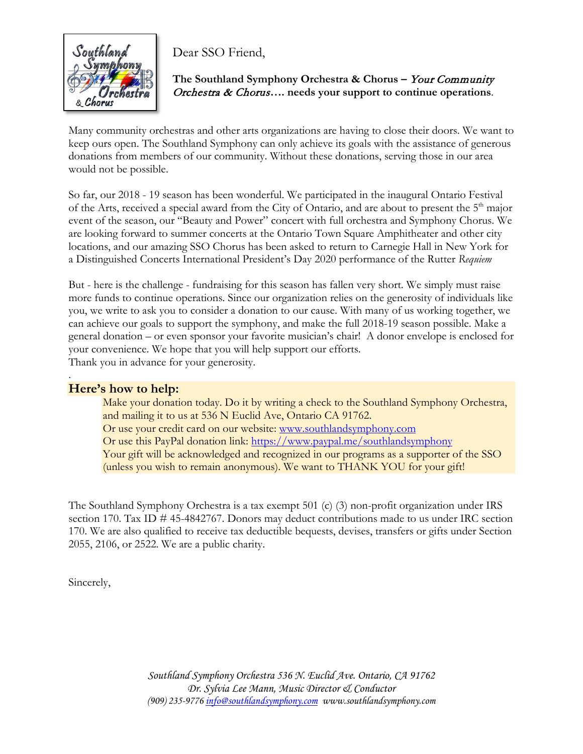Dear SSO Friend,

**The Southland Symphony Orchestra & Chorus – *Your Community Orchestra & Chorus*…. needs your support to continue operations**.

Many community orchestras and other arts organizations are having to close their doors. We want to keep ours open. The Southland Symphony can only achieve its goals with the assistance of generous donations from members of our community. Without these donations, serving those in our area would not be possible.

So far, our 2018 - 19 season has been wonderful. We participated in the inaugural Ontario Festival of the Arts, received a special award from the City of Ontario, and are about to present the 5th major event of the season, our "Beauty and Power" concert with full orchestra and Symphony Chorus. We are looking forward to summer concerts at the Ontario Town Square Amphitheater and other city locations, and our amazing SSO Chorus has been asked to return to Carnegie Hall in New York for a Distinguished Concerts International President's Day 2020 performance of the Rutter *Requiem*

But - here is the challenge - fundraising for this season has fallen very short. We simply must raise more funds to continue operations. Since our organization relies on the generosity of individuals like you, we write to ask you to consider a donation to our cause. With many of us working together, we can achieve our goals to support the symphony, and make the full 2018-19 season possible. Make a general donation – or even sponsor your favorite musician's chair! A donor envelope is enclosed for your convenience. We hope that you will help support our efforts.
Thank you in advance for your generosity.

.

## Here's how to help:

Make your donation today. Do it by writing a check to the Southland Symphony Orchestra, and mailing it to us at 536 N Euclid Ave, Ontario CA 91762.
Or use your credit card on our website: [www.southlandsymphony.com](http://www.southlandsymphony.com)
Or use this PayPal donation link: [https://www.paypal.me/southlandsymphony](https://www.paypal.me/southlandsymphony)
Your gift will be acknowledged and recognized in our programs as a supporter of the SSO (unless you wish to remain anonymous). We want to THANK YOU for your gift!

The Southland Symphony Orchestra is a tax exempt 501 (c) (3) non-profit organization under IRS section 170. Tax ID # 45-4842767. Donors may deduct contributions made to us under IRC section 170. We are also qualified to receive tax deductible bequests, devises, transfers or gifts under Section 2055, 2106, or 2522. We are a public charity.

Sincerely,

*Southland Symphony Orchestra 536 N. Euclid Ave. Ontario, CA 91762*
*Dr. Sylvia Lee Mann, Music Director & Conductor*
*(909) 235-9776 [info@southlandsymphony.com](mailto:info@southlandsymphony.com) www.southlandsymphony.com*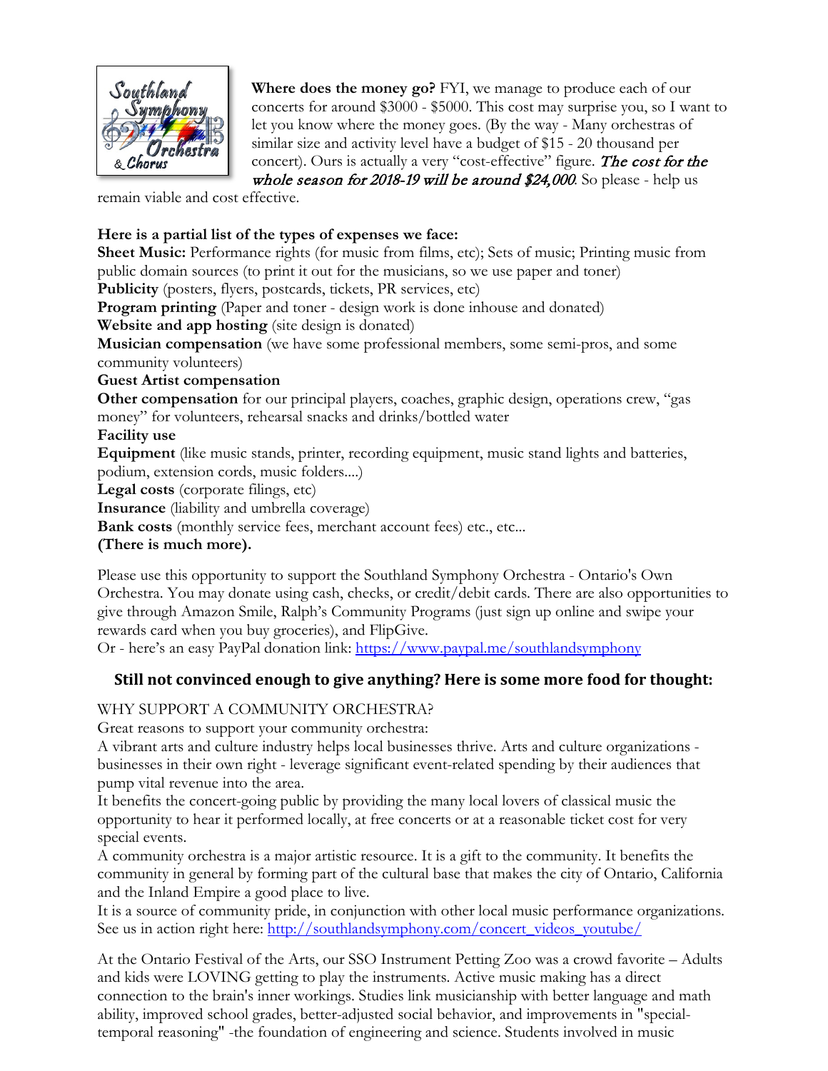**Where does the money go?** FYI, we manage to produce each of our concerts for around $3000 - $5000. This cost may surprise you, so I want to let you know where the money goes. (By the way - Many orchestras of similar size and activity level have a budget of $15 - 20 thousand per concert). Ours is actually a very "cost-effective" figure. *The cost for the whole season for 2018-19 will be around $24,000*. So please - help us remain viable and cost effective.

**Here is a partial list of the types of expenses we face:**

**Sheet Music:** Performance rights (for music from films, etc); Sets of music; Printing music from public domain sources (to print it out for the musicians, so we use paper and toner)
**Publicity** (posters, flyers, postcards, tickets, PR services, etc)
**Program printing** (Paper and toner - design work is done inhouse and donated)
**Website and app hosting** (site design is donated)
**Musician compensation** (we have some professional members, some semi-pros, and some community volunteers)
**Guest Artist compensation**
**Other compensation** for our principal players, coaches, graphic design, operations crew, "gas money" for volunteers, rehearsal snacks and drinks/bottled water
**Facility use**
**Equipment** (like music stands, printer, recording equipment, music stand lights and batteries, podium, extension cords, music folders....)
**Legal costs** (corporate filings, etc)
**Insurance** (liability and umbrella coverage)
**Bank costs** (monthly service fees, merchant account fees) etc., etc...
**(There is much more).**

Please use this opportunity to support the Southland Symphony Orchestra - Ontario's Own Orchestra. You may donate using cash, checks, or credit/debit cards. There are also opportunities to give through Amazon Smile, Ralph's Community Programs (just sign up online and swipe your rewards card when you buy groceries), and FlipGive.
Or - here's an easy PayPal donation link: https://www.paypal.me/southlandsymphony

## Still not convinced enough to give anything? Here is some more food for thought:

WHY SUPPORT A COMMUNITY ORCHESTRA?
Great reasons to support your community orchestra:
A vibrant arts and culture industry helps local businesses thrive. Arts and culture organizations - businesses in their own right - leverage significant event-related spending by their audiences that pump vital revenue into the area.
It benefits the concert-going public by providing the many local lovers of classical music the opportunity to hear it performed locally, at free concerts or at a reasonable ticket cost for very special events.
A community orchestra is a major artistic resource. It is a gift to the community. It benefits the community in general by forming part of the cultural base that makes the city of Ontario, California and the Inland Empire a good place to live.
It is a source of community pride, in conjunction with other local music performance organizations. See us in action right here: http://southlandsymphony.com/concert_videos_youtube/

At the Ontario Festival of the Arts, our SSO Instrument Petting Zoo was a crowd favorite – Adults and kids were LOVING getting to play the instruments. Active music making has a direct connection to the brain's inner workings. Studies link musicianship with better language and math ability, improved school grades, better-adjusted social behavior, and improvements in "special-temporal reasoning" -the foundation of engineering and science. Students involved in music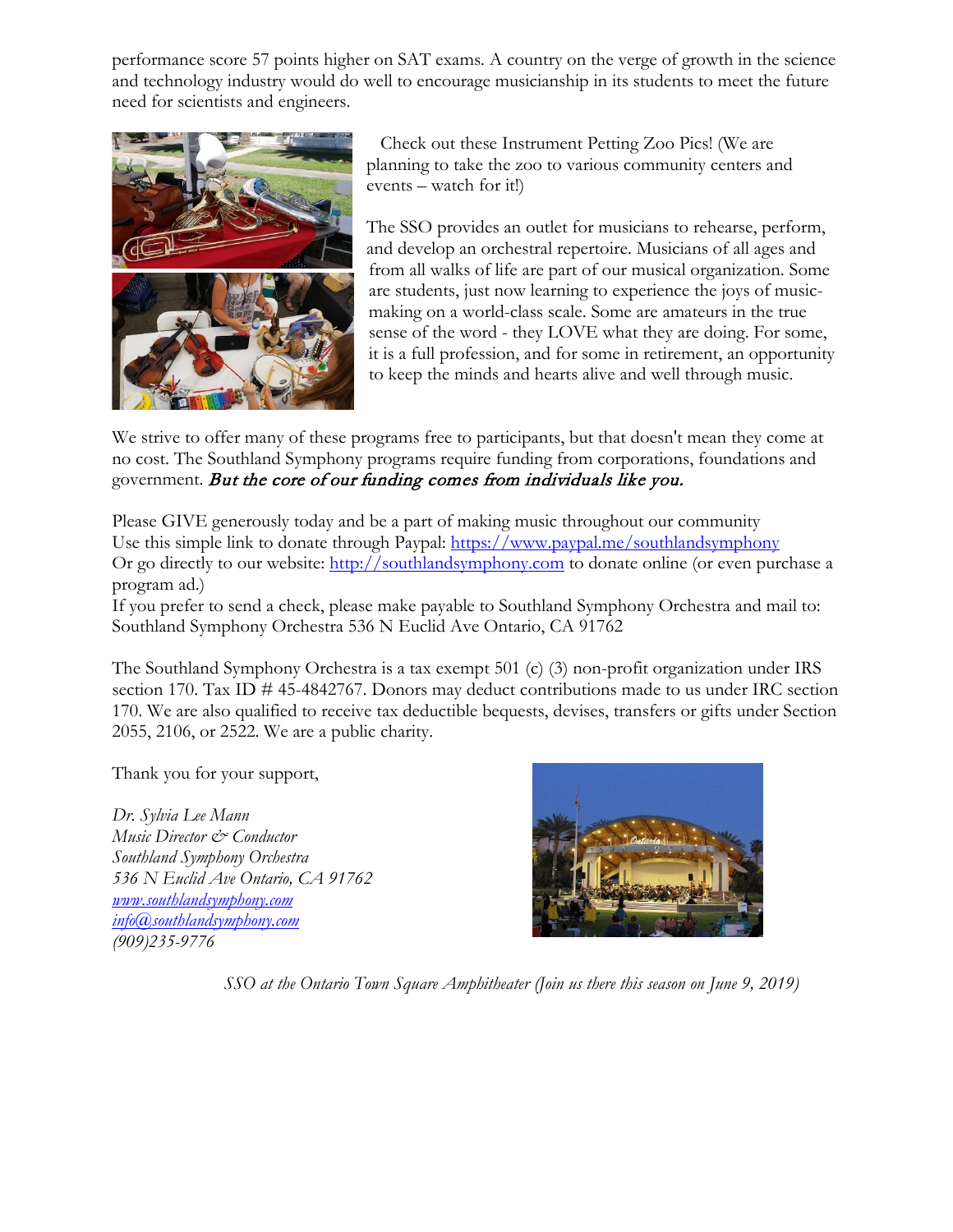performance score 57 points higher on SAT exams. A country on the verge of growth in the science and technology industry would do well to encourage musicianship in its students to meet the future need for scientists and engineers.

Check out these Instrument Petting Zoo Pics! (We are planning to take the zoo to various community centers and events – watch for it!)

The SSO provides an outlet for musicians to rehearse, perform, and develop an orchestral repertoire. Musicians of all ages and from all walks of life are part of our musical organization. Some are students, just now learning to experience the joys of music-making on a world-class scale. Some are amateurs in the true sense of the word - they LOVE what they are doing. For some, it is a full profession, and for some in retirement, an opportunity to keep the minds and hearts alive and well through music.

We strive to offer many of these programs free to participants, but that doesn't mean they come at no cost. The Southland Symphony programs require funding from corporations, foundations and government. ***But the core of our funding comes from individuals like you.***

Please GIVE generously today and be a part of making music throughout our community
Use this simple link to donate through Paypal: https://www.paypal.me/southlandsymphony
Or go directly to our website: http://southlandsymphony.com to donate online (or even purchase a program ad.)
If you prefer to send a check, please make payable to Southland Symphony Orchestra and mail to: Southland Symphony Orchestra 536 N Euclid Ave Ontario, CA 91762

The Southland Symphony Orchestra is a tax exempt 501 (c) (3) non-profit organization under IRS section 170. Tax ID # 45-4842767. Donors may deduct contributions made to us under IRC section 170. We are also qualified to receive tax deductible bequests, devises, transfers or gifts under Section 2055, 2106, or 2522. We are a public charity.

Thank you for your support,

*Dr. Sylvia Lee Mann*
*Music Director & Conductor*
*Southland Symphony Orchestra*
*536 N Euclid Ave Ontario, CA 91762*
*www.southlandsymphony.com*
*info@southlandsymphony.com*
*(909)235-9776*

*SSO at the Ontario Town Square Amphitheater (Join us there this season on June 9, 2019)*